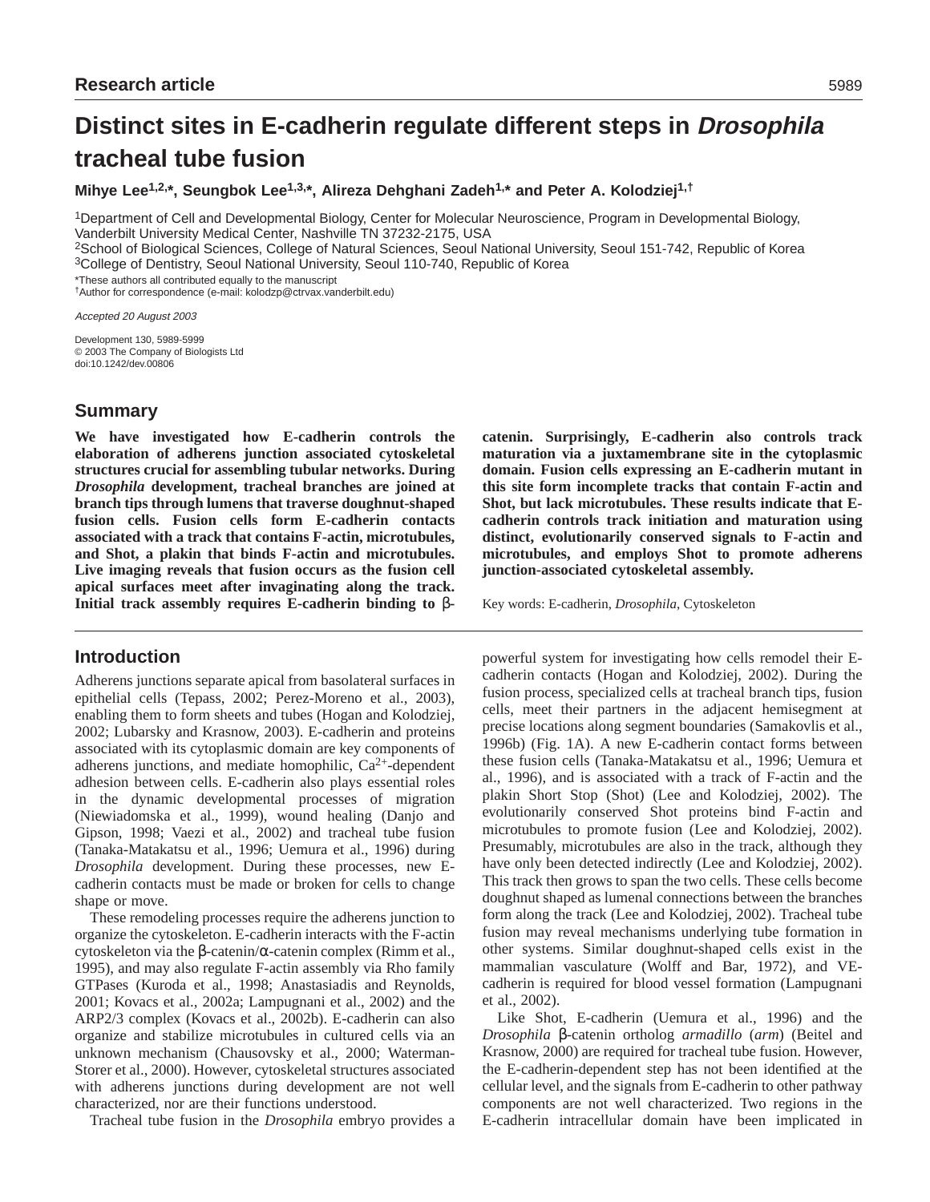Research article

# Distinct sites in E-cadherin regulate different steps in *Drosophila* tracheal tube fusion

**Mihye Lee[1,2,*], Seungbok Lee[1,3,*], Alireza Dehghani Zadeh[1,*] and Peter A. Kolodziej[1,†]**

[1]Department of Cell and Developmental Biology, Center for Molecular Neuroscience, Program in Developmental Biology, Vanderbilt University Medical Center, Nashville TN 37232-2175, USA
[2]School of Biological Sciences, College of Natural Sciences, Seoul National University, Seoul 151-742, Republic of Korea
[3]College of Dentistry, Seoul National University, Seoul 110-740, Republic of Korea

*These authors all contributed equally to the manuscript
†Author for correspondence (e-mail: kolodzp@ctrvax.vanderbilt.edu)

*Accepted 20 August 2003*

Development 130, 5989-5999
© 2003 The Company of Biologists Ltd
doi:10.1242/dev.00806

## Summary

**We have investigated how E-cadherin controls the elaboration of adherens junction associated cytoskeletal structures crucial for assembling tubular networks. During *Drosophila* development, tracheal branches are joined at branch tips through lumens that traverse doughnut-shaped fusion cells. Fusion cells form E-cadherin contacts associated with a track that contains F-actin, microtubules, and Shot, a plakin that binds F-actin and microtubules. Live imaging reveals that fusion occurs as the fusion cell apical surfaces meet after invaginating along the track. Initial track assembly requires E-cadherin binding to β-catenin. Surprisingly, E-cadherin also controls track maturation via a juxtamembrane site in the cytoplasmic domain. Fusion cells expressing an E-cadherin mutant in this site form incomplete tracks that contain F-actin and Shot, but lack microtubules. These results indicate that E-cadherin controls track initiation and maturation using distinct, evolutionarily conserved signals to F-actin and microtubules, and employs Shot to promote adherens junction-associated cytoskeletal assembly.**

Key words: E-cadherin, *Drosophila*, Cytoskeleton

## Introduction

Adherens junctions separate apical from basolateral surfaces in epithelial cells (Tepass, 2002; Perez-Moreno et al., 2003), enabling them to form sheets and tubes (Hogan and Kolodziej, 2002; Lubarsky and Krasnow, 2003). E-cadherin and proteins associated with its cytoplasmic domain are key components of adherens junctions, and mediate homophilic, $Ca^{2+}$-dependent adhesion between cells. E-cadherin also plays essential roles in the dynamic developmental processes of migration (Niewiadomska et al., 1999), wound healing (Danjo and Gipson, 1998; Vaezi et al., 2002) and tracheal tube fusion (Tanaka-Matakatsu et al., 1996; Uemura et al., 1996) during *Drosophila* development. During these processes, new E-cadherin contacts must be made or broken for cells to change shape or move.

These remodeling processes require the adherens junction to organize the cytoskeleton. E-cadherin interacts with the F-actin cytoskeleton via the β-catenin/α-catenin complex (Rimm et al., 1995), and may also regulate F-actin assembly via Rho family GTPases (Kuroda et al., 1998; Anastasiadis and Reynolds, 2001; Kovacs et al., 2002a; Lampugnani et al., 2002) and the ARP2/3 complex (Kovacs et al., 2002b). E-cadherin can also organize and stabilize microtubules in cultured cells via an unknown mechanism (Chausovsky et al., 2000; Waterman-Storer et al., 2000). However, cytoskeletal structures associated with adherens junctions during development are not well characterized, nor are their functions understood.

Tracheal tube fusion in the *Drosophila* embryo provides a powerful system for investigating how cells remodel their E-cadherin contacts (Hogan and Kolodziej, 2002). During the fusion process, specialized cells at tracheal branch tips, fusion cells, meet their partners in the adjacent hemisegment at precise locations along segment boundaries (Samakovlis et al., 1996b) (Fig. 1A). A new E-cadherin contact forms between these fusion cells (Tanaka-Matakatsu et al., 1996; Uemura et al., 1996), and is associated with a track of F-actin and the plakin Short Stop (Shot) (Lee and Kolodziej, 2002). The evolutionarily conserved Shot proteins bind F-actin and microtubules to promote fusion (Lee and Kolodziej, 2002). Presumably, microtubules are also in the track, although they have only been detected indirectly (Lee and Kolodziej, 2002). This track then grows to span the two cells. These cells become doughnut shaped as lumenal connections between the branches form along the track (Lee and Kolodziej, 2002). Tracheal tube fusion may reveal mechanisms underlying tube formation in other systems. Similar doughnut-shaped cells exist in the mammalian vasculature (Wolff and Bar, 1972), and VE-cadherin is required for blood vessel formation (Lampugnani et al., 2002).

Like Shot, E-cadherin (Uemura et al., 1996) and the *Drosophila* β-catenin ortholog *armadillo* (*arm*) (Beitel and Krasnow, 2000) are required for tracheal tube fusion. However, the E-cadherin-dependent step has not been identified at the cellular level, and the signals from E-cadherin to other pathway components are not well characterized. Two regions in the E-cadherin intracellular domain have been implicated in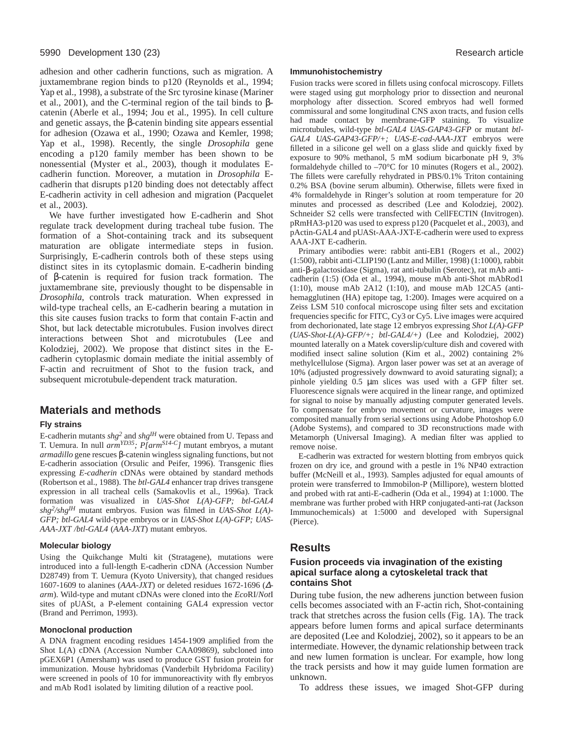adhesion and other cadherin functions, such as migration. A juxtamembrane region binds to p120 (Reynolds et al., 1994; Yap et al., 1998), a substrate of the Src tyrosine kinase (Mariner et al., 2001), and the C-terminal region of the tail binds to β-catenin (Aberle et al., 1994; Jou et al., 1995). In cell culture and genetic assays, the β-catenin binding site appears essential for adhesion (Ozawa et al., 1990; Ozawa and Kemler, 1998; Yap et al., 1998). Recently, the single *Drosophila* gene encoding a p120 family member has been shown to be nonessential (Myster et al., 2003), though it modulates E-cadherin function. Moreover, a mutation in *Drosophila* E-cadherin that disrupts p120 binding does not detectably affect E-cadherin activity in cell adhesion and migration (Pacquelet et al., 2003).

We have further investigated how E-cadherin and Shot regulate track development during tracheal tube fusion. The formation of a Shot-containing track and its subsequent maturation are obligate intermediate steps in fusion. Surprisingly, E-cadherin controls both of these steps using distinct sites in its cytoplasmic domain. E-cadherin binding of β-catenin is required for fusion track formation. The juxtamembrane site, previously thought to be dispensable in *Drosophila*, controls track maturation. When expressed in wild-type tracheal cells, an E-cadherin bearing a mutation in this site causes fusion tracks to form that contain F-actin and Shot, but lack detectable microtubules. Fusion involves direct interactions between Shot and microtubules (Lee and Kolodziej, 2002). We propose that distinct sites in the E-cadherin cytoplasmic domain mediate the initial assembly of F-actin and recruitment of Shot to the fusion track, and subsequent microtubule-dependent track maturation.

## Materials and methods

### Fly strains

E-cadherin mutants *shg*$^{2}$ and *shg*$^{IH}$ were obtained from U. Tepass and T. Uemura. In null *arm*$^{YD35}$*; P[arm*$^{S14-C}$*]* mutant embryos, a mutant *armadillo* gene rescues β-catenin wingless signaling functions, but not E-cadherin association (Orsulic and Peifer, 1996). Transgenic flies expressing *E-cadherin* cDNAs were obtained by standard methods (Robertson et al., 1988). The *btl-GAL4* enhancer trap drives transgene expression in all tracheal cells (Samakovlis et al., 1996a). Track formation was visualized in *UAS-Shot L(A)-GFP; btl-GAL4 shg*$^{2}$*/shg*$^{IH}$ mutant embryos. Fusion was filmed in *UAS-Shot L(A)-GFP; btl-GAL4* wild-type embryos or in *UAS-Shot L(A)-GFP; UAS-AAA-JXT /btl-GAL4* (*AAA-JXT*) mutant embryos.

### Molecular biology

Using the Quikchange Multi kit (Stratagene), mutations were introduced into a full-length E-cadherin cDNA (Accession Number D28749) from T. Uemura (Kyoto University), that changed residues 1607-1609 to alanines (*AAA-JXT*) or deleted residues 1672-1696 (*Δ-arm*). Wild-type and mutant cDNAs were cloned into the *Eco*RI/*Not*I sites of pUASt, a P-element containing GAL4 expression vector (Brand and Perrimon, 1993).

### Monoclonal production

A DNA fragment encoding residues 1454-1909 amplified from the Shot L(A) cDNA (Accession Number CAA09869), subcloned into pGEX6P1 (Amersham) was used to produce GST fusion protein for immunization. Mouse hybridomas (Vanderbilt Hybridoma Facility) were screened in pools of 10 for immunoreactivity with fly embryos and mAb Rod1 isolated by limiting dilution of a reactive pool.

### Immunohistochemistry

Fusion tracks were scored in fillets using confocal microscopy. Fillets were staged using gut morphology prior to dissection and neuronal morphology after dissection. Scored embryos had well formed commissural and some longitudinal CNS axon tracts, and fusion cells had made contact by membrane-GFP staining. To visualize microtubules, wild-type *btl-GAL4 UAS-GAP43-GFP* or mutant *btl-GAL4 UAS-GAP43-GFP/+; UAS-E-cad-AAA-JXT* embryos were filleted in a silicone gel well on a glass slide and quickly fixed by exposure to 90% methanol, 5 mM sodium bicarbonate pH 9, 3% formaldehyde chilled to –70°C for 10 minutes (Rogers et al., 2002). The fillets were carefully rehydrated in PBS/0.1% Triton containing 0.2% BSA (bovine serum albumin). Otherwise, fillets were fixed in 4% formaldehyde in Ringer's solution at room temperature for 20 minutes and processed as described (Lee and Kolodziej, 2002). Schneider S2 cells were transfected with CellFECTIN (Invitrogen). pRmHA3-p120 was used to express p120 (Pacquelet et al., 2003), and pActin-GAL4 and pUASt-AAA-JXT-E-cadherin were used to express AAA-JXT E-cadherin.

Primary antibodies were: rabbit anti-EB1 (Rogers et al., 2002) (1:500), rabbit anti-CLIP190 (Lantz and Miller, 1998) (1:1000), rabbit anti-β-galactosidase (Sigma), rat anti-tubulin (Serotec), rat mAb anti-cadherin (1:5) (Oda et al., 1994), mouse mAb anti-Shot mAbRod1 (1:10), mouse mAb 2A12 (1:10), and mouse mAb 12CA5 (anti-hemagglutinen (HA) epitope tag, 1:200). Images were acquired on a Zeiss LSM 510 confocal microscope using filter sets and excitation frequencies specific for FITC, Cy3 or Cy5. Live images were acquired from dechorionated, late stage 12 embryos expressing *Shot L(A)-GFP (UAS-Shot-L(A)-GFP/+; btl-GAL4/+)* (Lee and Kolodziej, 2002) mounted laterally on a Matek coverslip/culture dish and covered with modified insect saline solution (Kim et al., 2002) containing 2% methylcellulose (Sigma). Argon laser power was set at an average of 10% (adjusted progressively downward to avoid saturating signal); a pinhole yielding 0.5 μm slices was used with a GFP filter set. Fluorescence signals were acquired in the linear range, and optimized for signal to noise by manually adjusting computer generated levels. To compensate for embryo movement or curvature, images were composited manually from serial sections using Adobe Photoshop 6.0 (Adobe Systems), and compared to 3D reconstructions made with Metamorph (Universal Imaging). A median filter was applied to remove noise.

E-cadherin was extracted for western blotting from embryos quick frozen on dry ice, and ground with a pestle in 1% NP40 extraction buffer (McNeill et al., 1993). Samples adjusted for equal amounts of protein were transferred to Immobilon-P (Millipore), western blotted and probed with rat anti-E-cadherin (Oda et al., 1994) at 1:1000. The membrane was further probed with HRP conjugated-anti-rat (Jackson Immunochemicals) at 1:5000 and developed with Supersignal (Pierce).

## Results

### Fusion proceeds via invagination of the existing apical surface along a cytoskeletal track that contains Shot

During tube fusion, the new adherens junction between fusion cells becomes associated with an F-actin rich, Shot-containing track that stretches across the fusion cells (Fig. 1A). The track appears before lumen forms and apical surface determinants are deposited (Lee and Kolodziej, 2002), so it appears to be an intermediate. However, the dynamic relationship between track and new lumen formation is unclear. For example, how long the track persists and how it may guide lumen formation are unknown.

To address these issues, we imaged Shot-GFP during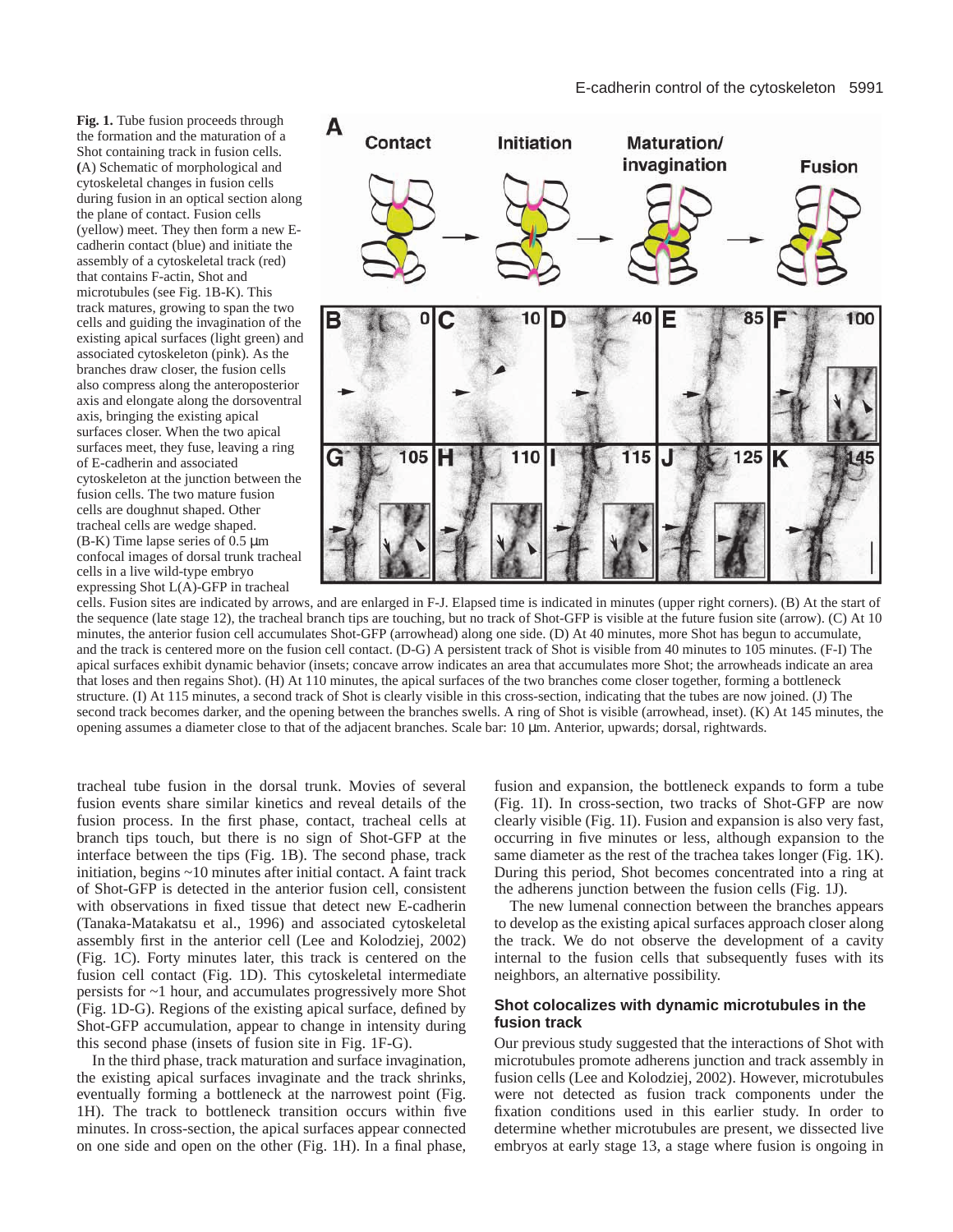**Fig. 1.** Tube fusion proceeds through the formation and the maturation of a Shot containing track in fusion cells. **(**A) Schematic of morphological and cytoskeletal changes in fusion cells during fusion in an optical section along the plane of contact. Fusion cells (yellow) meet. They then form a new E-cadherin contact (blue) and initiate the assembly of a cytoskeletal track (red) that contains F-actin, Shot and microtubules (see Fig. 1B-K). This track matures, growing to span the two cells and guiding the invagination of the existing apical surfaces (light green) and associated cytoskeleton (pink). As the branches draw closer, the fusion cells also compress along the anteroposterior axis and elongate along the dorsoventral axis, bringing the existing apical surfaces closer. When the two apical surfaces meet, they fuse, leaving a ring of E-cadherin and associated cytoskeleton at the junction between the fusion cells. The two mature fusion cells are doughnut shaped. Other tracheal cells are wedge shaped. (B-K) Time lapse series of 0.5 μm confocal images of dorsal trunk tracheal cells in a live wild-type embryo expressing Shot L(A)-GFP in tracheal cells. Fusion sites are indicated by arrows, and are enlarged in F-J. Elapsed time is indicated in minutes (upper right corners). (B) At the start of the sequence (late stage 12), the tracheal branch tips are touching, but no track of Shot-GFP is visible at the future fusion site (arrow). (C) At 10 minutes, the anterior fusion cell accumulates Shot-GFP (arrowhead) along one side. (D) At 40 minutes, more Shot has begun to accumulate, and the track is centered more on the fusion cell contact. (D-G) A persistent track of Shot is visible from 40 minutes to 105 minutes. (F-I) The apical surfaces exhibit dynamic behavior (insets; concave arrow indicates an area that accumulates more Shot; the arrowheads indicate an area that loses and then regains Shot). (H) At 110 minutes, the apical surfaces of the two branches come closer together, forming a bottleneck structure. (I) At 115 minutes, a second track of Shot is clearly visible in this cross-section, indicating that the tubes are now joined. (J) The second track becomes darker, and the opening between the branches swells. A ring of Shot is visible (arrowhead, inset). (K) At 145 minutes, the opening assumes a diameter close to that of the adjacent branches. Scale bar: 10 μm. Anterior, upwards; dorsal, rightwards.

tracheal tube fusion in the dorsal trunk. Movies of several fusion events share similar kinetics and reveal details of the fusion process. In the first phase, contact, tracheal cells at branch tips touch, but there is no sign of Shot-GFP at the interface between the tips (Fig. 1B). The second phase, track initiation, begins ~10 minutes after initial contact. A faint track of Shot-GFP is detected in the anterior fusion cell, consistent with observations in fixed tissue that detect new E-cadherin (Tanaka-Matakatsu et al., 1996) and associated cytoskeletal assembly first in the anterior cell (Lee and Kolodziej, 2002) (Fig. 1C). Forty minutes later, this track is centered on the fusion cell contact (Fig. 1D). This cytoskeletal intermediate persists for ~1 hour, and accumulates progressively more Shot (Fig. 1D-G). Regions of the existing apical surface, defined by Shot-GFP accumulation, appear to change in intensity during this second phase (insets of fusion site in Fig. 1F-G).

In the third phase, track maturation and surface invagination, the existing apical surfaces invaginate and the track shrinks, eventually forming a bottleneck at the narrowest point (Fig. 1H). The track to bottleneck transition occurs within five minutes. In cross-section, the apical surfaces appear connected on one side and open on the other (Fig. 1H). In a final phase, fusion and expansion, the bottleneck expands to form a tube (Fig. 1I). In cross-section, two tracks of Shot-GFP are now clearly visible (Fig. 1I). Fusion and expansion is also very fast, occurring in five minutes or less, although expansion to the same diameter as the rest of the trachea takes longer (Fig. 1K). During this period, Shot becomes concentrated into a ring at the adherens junction between the fusion cells (Fig. 1J).

The new lumenal connection between the branches appears to develop as the existing apical surfaces approach closer along the track. We do not observe the development of a cavity internal to the fusion cells that subsequently fuses with its neighbors, an alternative possibility.

### Shot colocalizes with dynamic microtubules in the fusion track

Our previous study suggested that the interactions of Shot with microtubules promote adherens junction and track assembly in fusion cells (Lee and Kolodziej, 2002). However, microtubules were not detected as fusion track components under the fixation conditions used in this earlier study. In order to determine whether microtubules are present, we dissected live embryos at early stage 13, a stage where fusion is ongoing in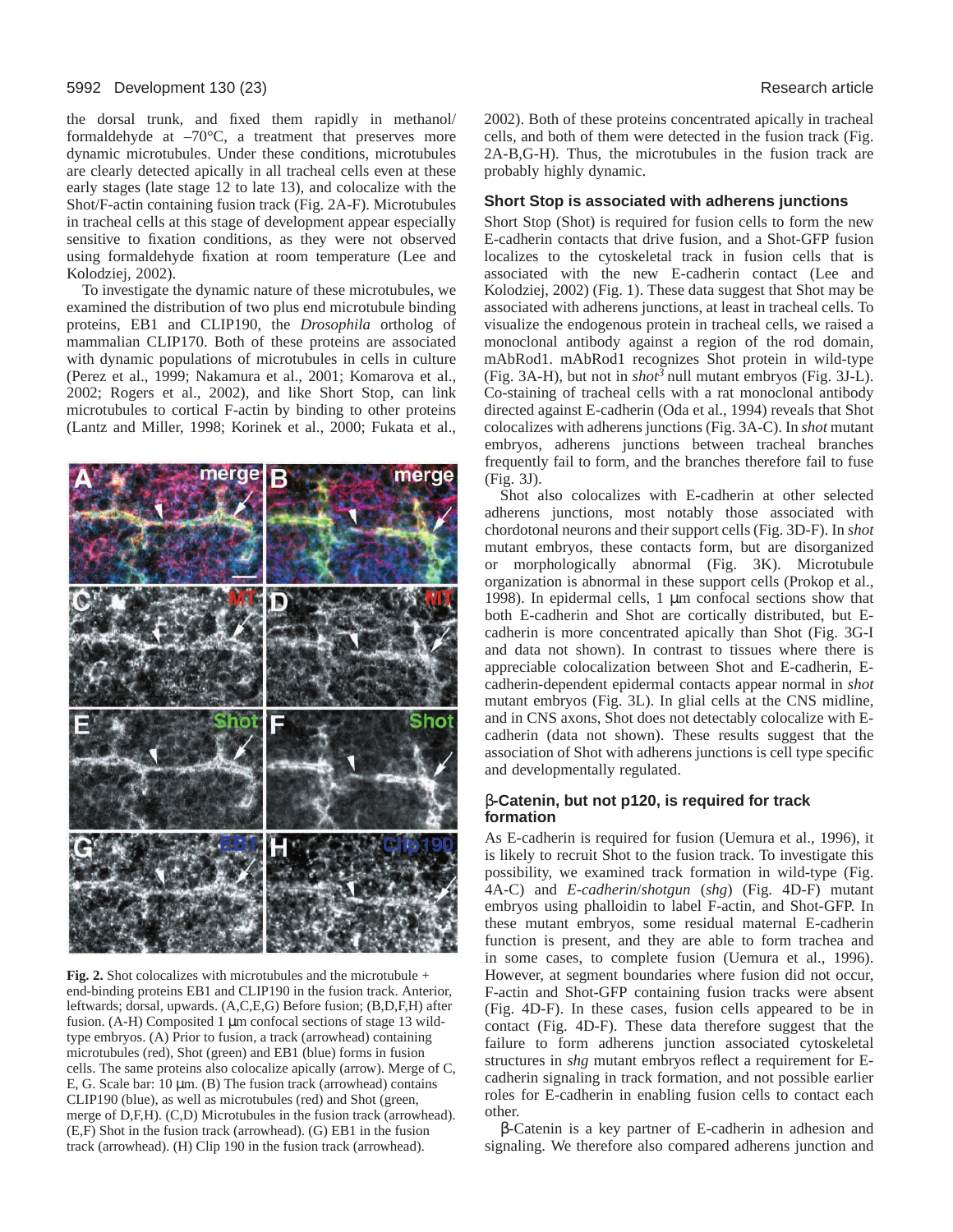the dorsal trunk, and fixed them rapidly in methanol/ formaldehyde at –70°C, a treatment that preserves more dynamic microtubules. Under these conditions, microtubules are clearly detected apically in all tracheal cells even at these early stages (late stage 12 to late 13), and colocalize with the Shot/F-actin containing fusion track (Fig. 2A-F). Microtubules in tracheal cells at this stage of development appear especially sensitive to fixation conditions, as they were not observed using formaldehyde fixation at room temperature (Lee and Kolodziej, 2002).

To investigate the dynamic nature of these microtubules, we examined the distribution of two plus end microtubule binding proteins, EB1 and CLIP190, the *Drosophila* ortholog of mammalian CLIP170. Both of these proteins are associated with dynamic populations of microtubules in cells in culture (Perez et al., 1999; Nakamura et al., 2001; Komarova et al., 2002; Rogers et al., 2002), and like Short Stop, can link microtubules to cortical F-actin by binding to other proteins (Lantz and Miller, 1998; Korinek et al., 2000; Fukata et al., 2002). Both of these proteins concentrated apically in tracheal cells, and both of them were detected in the fusion track (Fig. 2A-B,G-H). Thus, the microtubules in the fusion track are probably highly dynamic.

**Fig. 2.** Shot colocalizes with microtubules and the microtubule + end-binding proteins EB1 and CLIP190 in the fusion track. Anterior, leftwards; dorsal, upwards. (A,C,E,G) Before fusion; (B,D,F,H) after fusion. (A-H) Composited 1 μm confocal sections of stage 13 wild-type embryos. (A) Prior to fusion, a track (arrowhead) containing microtubules (red), Shot (green) and EB1 (blue) forms in fusion cells. The same proteins also colocalize apically (arrow). Merge of C, E, G. Scale bar: 10 μm. (B) The fusion track (arrowhead) contains CLIP190 (blue), as well as microtubules (red) and Shot (green, merge of D,F,H). (C,D) Microtubules in the fusion track (arrowhead). (E,F) Shot in the fusion track (arrowhead). (G) EB1 in the fusion track (arrowhead). (H) Clip 190 in the fusion track (arrowhead).

## Short Stop is associated with adherens junctions

Short Stop (Shot) is required for fusion cells to form the new E-cadherin contacts that drive fusion, and a Shot-GFP fusion localizes to the cytoskeletal track in fusion cells that is associated with the new E-cadherin contact (Lee and Kolodziej, 2002) (Fig. 1). These data suggest that Shot may be associated with adherens junctions, at least in tracheal cells. To visualize the endogenous protein in tracheal cells, we raised a monoclonal antibody against a region of the rod domain, mAbRod1. mAbRod1 recognizes Shot protein in wild-type (Fig. 3A-H), but not in *shot*[3] null mutant embryos (Fig. 3J-L). Co-staining of tracheal cells with a rat monoclonal antibody directed against E-cadherin (Oda et al., 1994) reveals that Shot colocalizes with adherens junctions (Fig. 3A-C). In *shot* mutant embryos, adherens junctions between tracheal branches frequently fail to form, and the branches therefore fail to fuse (Fig. 3J).

Shot also colocalizes with E-cadherin at other selected adherens junctions, most notably those associated with chordotonal neurons and their support cells (Fig. 3D-F). In *shot* mutant embryos, these contacts form, but are disorganized or morphologically abnormal (Fig. 3K). Microtubule organization is abnormal in these support cells (Prokop et al., 1998). In epidermal cells, 1 μm confocal sections show that both E-cadherin and Shot are cortically distributed, but E-cadherin is more concentrated apically than Shot (Fig. 3G-I and data not shown). In contrast to tissues where there is appreciable colocalization between Shot and E-cadherin, E-cadherin-dependent epidermal contacts appear normal in *shot* mutant embryos (Fig. 3L). In glial cells at the CNS midline, and in CNS axons, Shot does not detectably colocalize with E-cadherin (data not shown). These results suggest that the association of Shot with adherens junctions is cell type specific and developmentally regulated.

## β-Catenin, but not p120, is required for track formation

As E-cadherin is required for fusion (Uemura et al., 1996), it is likely to recruit Shot to the fusion track. To investigate this possibility, we examined track formation in wild-type (Fig. 4A-C) and *E-cadherin*/*shotgun* (*shg*) (Fig. 4D-F) mutant embryos using phalloidin to label F-actin, and Shot-GFP. In these mutant embryos, some residual maternal E-cadherin function is present, and they are able to form trachea and in some cases, to complete fusion (Uemura et al., 1996). However, at segment boundaries where fusion did not occur, F-actin and Shot-GFP containing fusion tracks were absent (Fig. 4D-F). In these cases, fusion cells appeared to be in contact (Fig. 4D-F). These data therefore suggest that the failure to form adherens junction associated cytoskeletal structures in *shg* mutant embryos reflect a requirement for E-cadherin signaling in track formation, and not possible earlier roles for E-cadherin in enabling fusion cells to contact each other.

β-Catenin is a key partner of E-cadherin in adhesion and signaling. We therefore also compared adherens junction and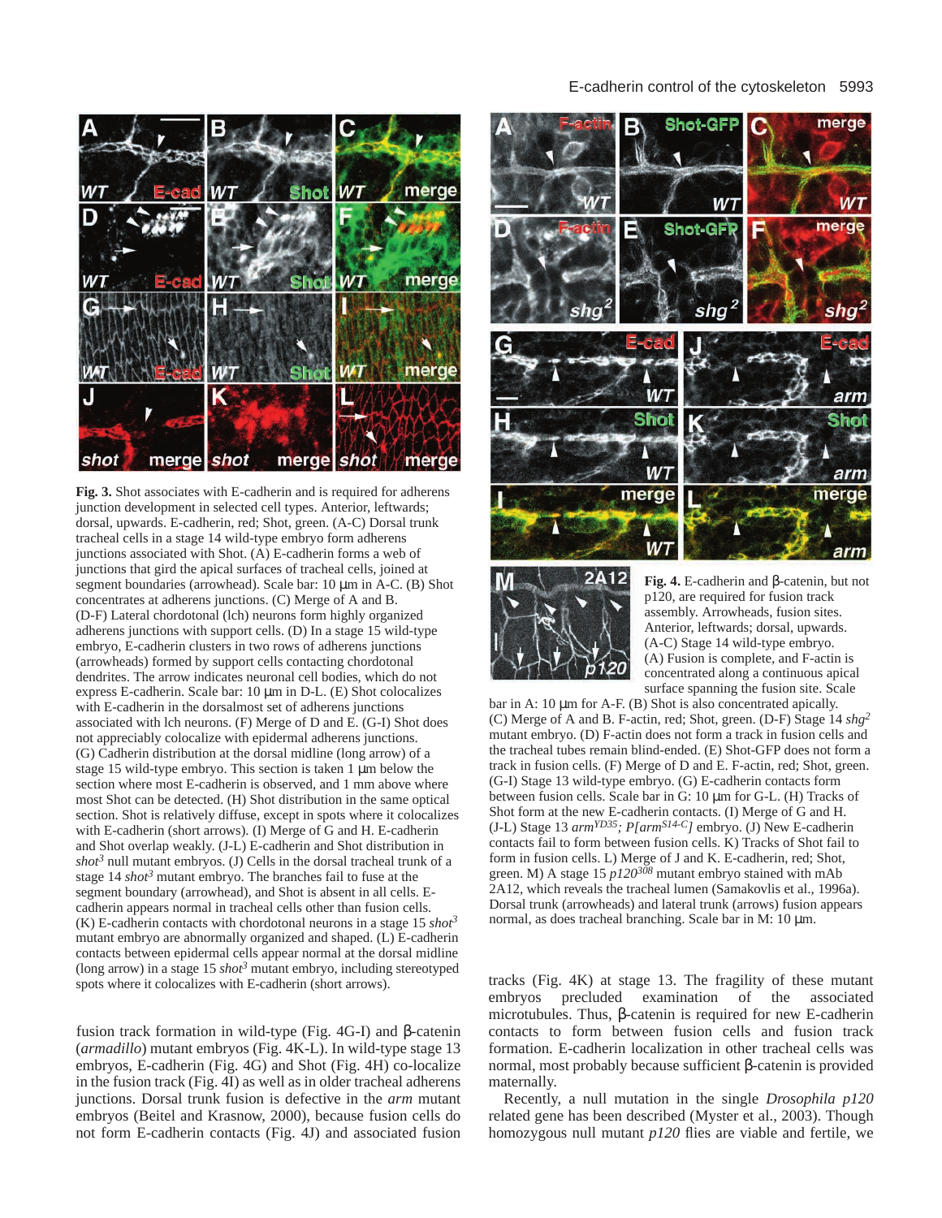**Fig. 3.** Shot associates with E-cadherin and is required for adherens junction development in selected cell types. Anterior, leftwards; dorsal, upwards. E-cadherin, red; Shot, green. (A-C) Dorsal trunk tracheal cells in a stage 14 wild-type embryo form adherens junctions associated with Shot. (A) E-cadherin forms a web of junctions that gird the apical surfaces of tracheal cells, joined at segment boundaries (arrowhead). Scale bar: 10 µm in A-C. (B) Shot concentrates at adherens junctions. (C) Merge of A and B. (D-F) Lateral chordotonal (lch) neurons form highly organized adherens junctions with support cells. (D) In a stage 15 wild-type embryo, E-cadherin clusters in two rows of adherens junctions (arrowheads) formed by support cells contacting chordotonal dendrites. The arrow indicates neuronal cell bodies, which do not express E-cadherin. Scale bar: 10 µm in D-L. (E) Shot colocalizes with E-cadherin in the dorsalmost set of adherens junctions associated with lch neurons. (F) Merge of D and E. (G-I) Shot does not appreciably colocalize with epidermal adherens junctions. (G) Cadherin distribution at the dorsal midline (long arrow) of a stage 15 wild-type embryo. This section is taken 1 µm below the section where most E-cadherin is observed, and 1 mm above where most Shot can be detected. (H) Shot distribution in the same optical section. Shot is relatively diffuse, except in spots where it colocalizes with E-cadherin (short arrows). (I) Merge of G and H. E-cadherin and Shot overlap weakly. (J-L) E-cadherin and Shot distribution in *shot*$^{3}$ null mutant embryos. (J) Cells in the dorsal tracheal trunk of a stage 14 *shot*$^{3}$ mutant embryo. The branches fail to fuse at the segment boundary (arrowhead), and Shot is absent in all cells. E-cadherin appears normal in tracheal cells other than fusion cells. (K) E-cadherin contacts with chordotonal neurons in a stage 15 *shot*$^{3}$ mutant embryo are abnormally organized and shaped. (L) E-cadherin contacts between epidermal cells appear normal at the dorsal midline (long arrow) in a stage 15 *shot*$^{3}$ mutant embryo, including stereotyped spots where it colocalizes with E-cadherin (short arrows).

**Fig. 4.** E-cadherin and β-catenin, but not p120, are required for fusion track assembly. Arrowheads, fusion sites. Anterior, leftwards; dorsal, upwards. (A-C) Stage 14 wild-type embryo. (A) Fusion is complete, and F-actin is concentrated along a continuous apical surface spanning the fusion site. Scale bar in A: 10 µm for A-F. (B) Shot is also concentrated apically. (C) Merge of A and B. F-actin, red; Shot, green. (D-F) Stage 14 *shg*$^{2}$ mutant embryo. (D) F-actin does not form a track in fusion cells and the tracheal tubes remain blind-ended. (E) Shot-GFP does not form a track in fusion cells. (F) Merge of D and E. F-actin, red; Shot, green. (G-I) Stage 13 wild-type embryo. (G) E-cadherin contacts form between fusion cells. Scale bar in G: 10 µm for G-L. (H) Tracks of Shot form at the new E-cadherin contacts. (I) Merge of G and H. (J-L) Stage 13 *arm*$^{YD35}$*; P[arm*$^{S14-C}$*]* embryo. (J) New E-cadherin contacts fail to form between fusion cells. K) Tracks of Shot fail to form in fusion cells. L) Merge of J and K. E-cadherin, red; Shot, green. M) A stage 15 *p120*$^{308}$ mutant embryo stained with mAb 2A12, which reveals the tracheal lumen (Samakovlis et al., 1996a). Dorsal trunk (arrowheads) and lateral trunk (arrows) fusion appears normal, as does tracheal branching. Scale bar in M: 10 µm.

fusion track formation in wild-type (Fig. 4G-I) and β-catenin (*armadillo*) mutant embryos (Fig. 4K-L). In wild-type stage 13 embryos, E-cadherin (Fig. 4G) and Shot (Fig. 4H) co-localize in the fusion track (Fig. 4I) as well as in older tracheal adherens junctions. Dorsal trunk fusion is defective in the *arm* mutant embryos (Beitel and Krasnow, 2000), because fusion cells do not form E-cadherin contacts (Fig. 4J) and associated fusion tracks (Fig. 4K) at stage 13. The fragility of these mutant embryos precluded examination of the associated microtubules. Thus, β-catenin is required for new E-cadherin contacts to form between fusion cells and fusion track formation. E-cadherin localization in other tracheal cells was normal, most probably because sufficient β-catenin is provided maternally.

Recently, a null mutation in the single *Drosophila p120* related gene has been described (Myster et al., 2003). Though homozygous null mutant *p120* flies are viable and fertile, we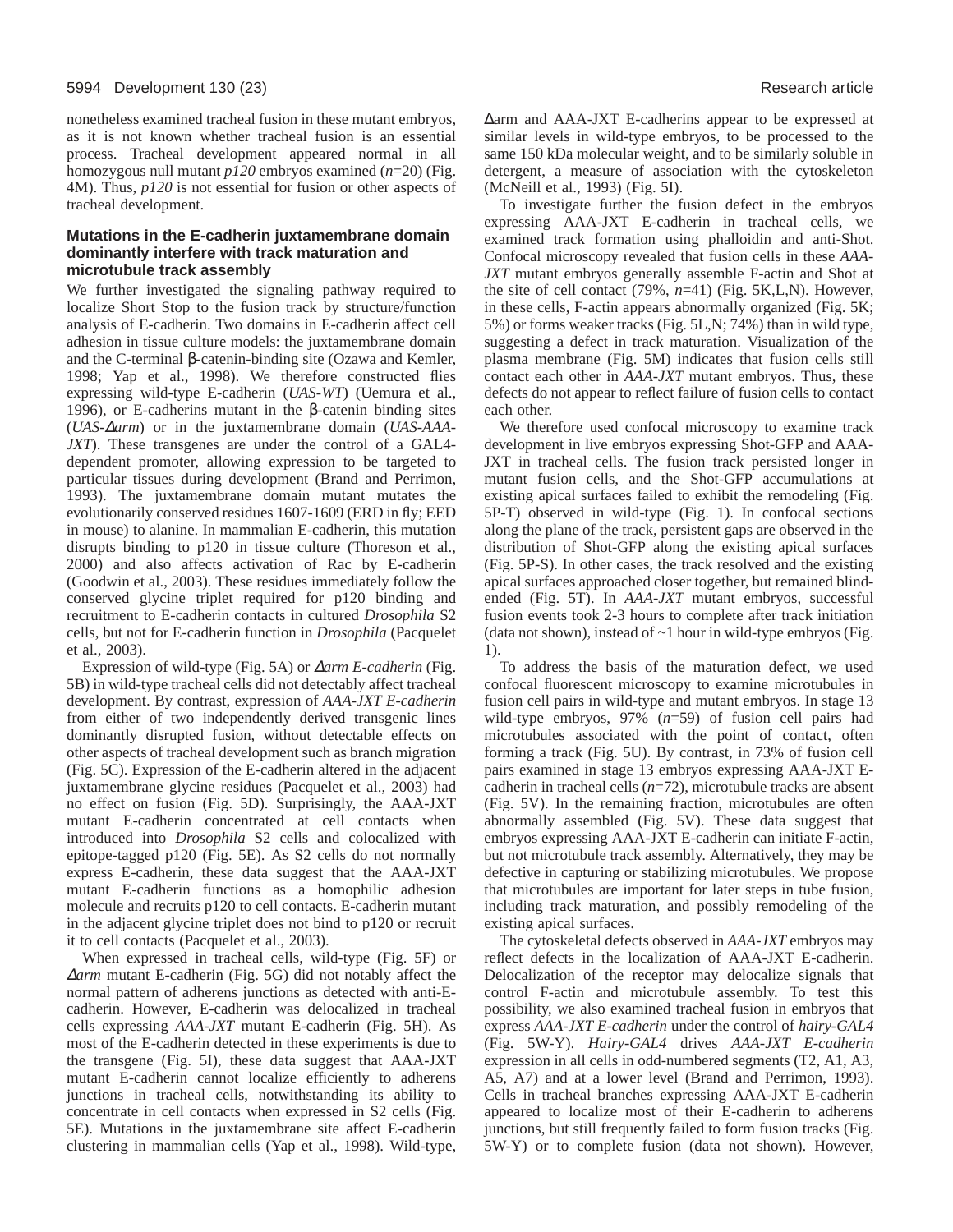nonetheless examined tracheal fusion in these mutant embryos, as it is not known whether tracheal fusion is an essential process. Tracheal development appeared normal in all homozygous null mutant *p120* embryos examined (*n*=20) (Fig. 4M). Thus, *p120* is not essential for fusion or other aspects of tracheal development.

### Mutations in the E-cadherin juxtamembrane domain dominantly interfere with track maturation and microtubule track assembly

We further investigated the signaling pathway required to localize Short Stop to the fusion track by structure/function analysis of E-cadherin. Two domains in E-cadherin affect cell adhesion in tissue culture models: the juxtamembrane domain and the C-terminal β-catenin-binding site (Ozawa and Kemler, 1998; Yap et al., 1998). We therefore constructed flies expressing wild-type E-cadherin (*UAS-WT*) (Uemura et al., 1996), or E-cadherins mutant in the β-catenin binding sites (*UAS-Δarm*) or in the juxtamembrane domain (*UAS-AAA-JXT*). These transgenes are under the control of a GAL4-dependent promoter, allowing expression to be targeted to particular tissues during development (Brand and Perrimon, 1993). The juxtamembrane domain mutant mutates the evolutionarily conserved residues 1607-1609 (ERD in fly; EED in mouse) to alanine. In mammalian E-cadherin, this mutation disrupts binding to p120 in tissue culture (Thoreson et al., 2000) and also affects activation of Rac by E-cadherin (Goodwin et al., 2003). These residues immediately follow the conserved glycine triplet required for p120 binding and recruitment to E-cadherin contacts in cultured *Drosophila* S2 cells, but not for E-cadherin function in *Drosophila* (Pacquelet et al., 2003).

Expression of wild-type (Fig. 5A) or *Δarm E-cadherin* (Fig. 5B) in wild-type tracheal cells did not detectably affect tracheal development. By contrast, expression of *AAA-JXT E-cadherin* from either of two independently derived transgenic lines dominantly disrupted fusion, without detectable effects on other aspects of tracheal development such as branch migration (Fig. 5C). Expression of the E-cadherin altered in the adjacent juxtamembrane glycine residues (Pacquelet et al., 2003) had no effect on fusion (Fig. 5D). Surprisingly, the AAA-JXT mutant E-cadherin concentrated at cell contacts when introduced into *Drosophila* S2 cells and colocalized with epitope-tagged p120 (Fig. 5E). As S2 cells do not normally express E-cadherin, these data suggest that the AAA-JXT mutant E-cadherin functions as a homophilic adhesion molecule and recruits p120 to cell contacts. E-cadherin mutant in the adjacent glycine triplet does not bind to p120 or recruit it to cell contacts (Pacquelet et al., 2003).

When expressed in tracheal cells, wild-type (Fig. 5F) or *Δarm* mutant E-cadherin (Fig. 5G) did not notably affect the normal pattern of adherens junctions as detected with anti-E-cadherin. However, E-cadherin was delocalized in tracheal cells expressing *AAA-JXT* mutant E-cadherin (Fig. 5H). As most of the E-cadherin detected in these experiments is due to the transgene (Fig. 5I), these data suggest that AAA-JXT mutant E-cadherin cannot localize efficiently to adherens junctions in tracheal cells, notwithstanding its ability to concentrate in cell contacts when expressed in S2 cells (Fig. 5E). Mutations in the juxtamembrane site affect E-cadherin clustering in mammalian cells (Yap et al., 1998). Wild-type, Δarm and AAA-JXT E-cadherins appear to be expressed at similar levels in wild-type embryos, to be processed to the same 150 kDa molecular weight, and to be similarly soluble in detergent, a measure of association with the cytoskeleton (McNeill et al., 1993) (Fig. 5I).

To investigate further the fusion defect in the embryos expressing AAA-JXT E-cadherin in tracheal cells, we examined track formation using phalloidin and anti-Shot. Confocal microscopy revealed that fusion cells in these *AAA-JXT* mutant embryos generally assemble F-actin and Shot at the site of cell contact (79%, *n*=41) (Fig. 5K,L,N). However, in these cells, F-actin appears abnormally organized (Fig. 5K; 5%) or forms weaker tracks (Fig. 5L,N; 74%) than in wild type, suggesting a defect in track maturation. Visualization of the plasma membrane (Fig. 5M) indicates that fusion cells still contact each other in *AAA-JXT* mutant embryos. Thus, these defects do not appear to reflect failure of fusion cells to contact each other.

We therefore used confocal microscopy to examine track development in live embryos expressing Shot-GFP and AAA-JXT in tracheal cells. The fusion track persisted longer in mutant fusion cells, and the Shot-GFP accumulations at existing apical surfaces failed to exhibit the remodeling (Fig. 5P-T) observed in wild-type (Fig. 1). In confocal sections along the plane of the track, persistent gaps are observed in the distribution of Shot-GFP along the existing apical surfaces (Fig. 5P-S). In other cases, the track resolved and the existing apical surfaces approached closer together, but remained blind-ended (Fig. 5T). In *AAA-JXT* mutant embryos, successful fusion events took 2-3 hours to complete after track initiation (data not shown), instead of ~1 hour in wild-type embryos (Fig. 1).

To address the basis of the maturation defect, we used confocal fluorescent microscopy to examine microtubules in fusion cell pairs in wild-type and mutant embryos. In stage 13 wild-type embryos, 97% (*n*=59) of fusion cell pairs had microtubules associated with the point of contact, often forming a track (Fig. 5U). By contrast, in 73% of fusion cell pairs examined in stage 13 embryos expressing AAA-JXT E-cadherin in tracheal cells (*n*=72), microtubule tracks are absent (Fig. 5V). In the remaining fraction, microtubules are often abnormally assembled (Fig. 5V). These data suggest that embryos expressing AAA-JXT E-cadherin can initiate F-actin, but not microtubule track assembly. Alternatively, they may be defective in capturing or stabilizing microtubules. We propose that microtubules are important for later steps in tube fusion, including track maturation, and possibly remodeling of the existing apical surfaces.

The cytoskeletal defects observed in *AAA-JXT* embryos may reflect defects in the localization of AAA-JXT E-cadherin. Delocalization of the receptor may delocalize signals that control F-actin and microtubule assembly. To test this possibility, we also examined tracheal fusion in embryos that express *AAA-JXT E-cadherin* under the control of *hairy-GAL4* (Fig. 5W-Y). *Hairy-GAL4* drives *AAA-JXT E-cadherin* expression in all cells in odd-numbered segments (T2, A1, A3, A5, A7) and at a lower level (Brand and Perrimon, 1993). Cells in tracheal branches expressing AAA-JXT E-cadherin appeared to localize most of their E-cadherin to adherens junctions, but still frequently failed to form fusion tracks (Fig. 5W-Y) or to complete fusion (data not shown). However,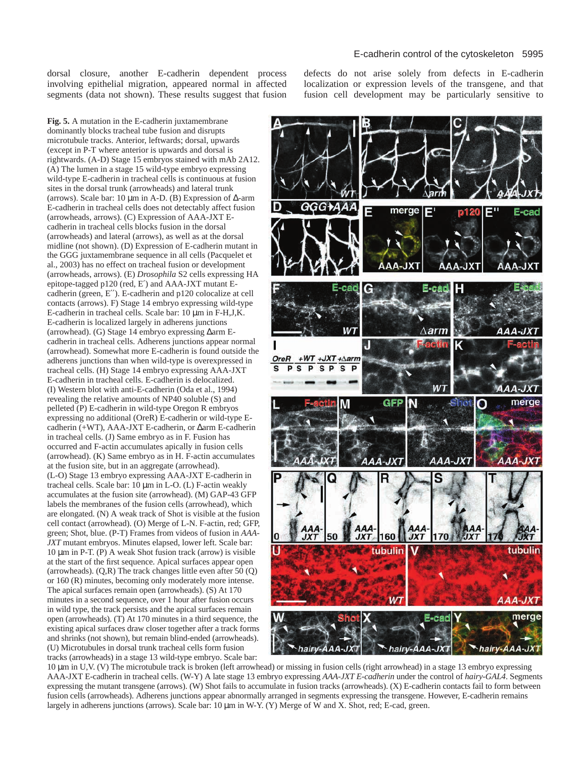dorsal closure, another E-cadherin dependent process involving epithelial migration, appeared normal in affected segments (data not shown). These results suggest that fusion defects do not arise solely from defects in E-cadherin localization or expression levels of the transgene, and that fusion cell development may be particularly sensitive to

**Fig. 5.** A mutation in the E-cadherin juxtamembrane dominantly blocks tracheal tube fusion and disrupts microtubule tracks. Anterior, leftwards; dorsal, upwards (except in P-T where anterior is upwards and dorsal is rightwards. (A-D) Stage 15 embryos stained with mAb 2A12. (A) The lumen in a stage 15 wild-type embryo expressing wild-type E-cadherin in tracheal cells is continuous at fusion sites in the dorsal trunk (arrowheads) and lateral trunk (arrows). Scale bar: 10 μm in A-D. (B) Expression of Δ-arm E-cadherin in tracheal cells does not detectably affect fusion (arrowheads, arrows). (C) Expression of AAA-JXT E-cadherin in tracheal cells blocks fusion in the dorsal (arrowheads) and lateral (arrows), as well as at the dorsal midline (not shown). (D) Expression of E-cadherin mutant in the GGG juxtamembrane sequence in all cells (Pacquelet et al., 2003) has no effect on tracheal fusion or development (arrowheads, arrows). (E) *Drosophila* S2 cells expressing HA epitope-tagged p120 (red, E′) and AAA-JXT mutant E-cadherin (green, E′′). E-cadherin and p120 colocalize at cell contacts (arrows). F) Stage 14 embryo expressing wild-type E-cadherin in tracheal cells. Scale bar: 10 μm in F-H,J,K. E-cadherin is localized largely in adherens junctions (arrowhead). (G) Stage 14 embryo expressing Δarm E-cadherin in tracheal cells. Adherens junctions appear normal (arrowhead). Somewhat more E-cadherin is found outside the adherens junctions than when wild-type is overexpressed in tracheal cells. (H) Stage 14 embryo expressing AAA-JXT E-cadherin in tracheal cells. E-cadherin is delocalized. (I) Western blot with anti-E-cadherin (Oda et al., 1994) revealing the relative amounts of NP40 soluble (S) and pelleted (P) E-cadherin in wild-type Oregon R embryos expressing no additional (OreR) E-cadherin or wild-type E-cadherin (+WT), AAA-JXT E-cadherin, or Δarm E-cadherin in tracheal cells. (J) Same embryo as in F. Fusion has occurred and F-actin accumulates apically in fusion cells (arrowhead). (K) Same embryo as in H. F-actin accumulates at the fusion site, but in an aggregate (arrowhead). (L-O) Stage 13 embryo expressing AAA-JXT E-cadherin in tracheal cells. Scale bar: 10 μm in L-O. (L) F-actin weakly accumulates at the fusion site (arrowhead). (M) GAP-43 GFP labels the membranes of the fusion cells (arrowhead), which are elongated. (N) A weak track of Shot is visible at the fusion cell contact (arrowhead). (O) Merge of L-N. F-actin, red; GFP, green; Shot, blue. (P-T) Frames from videos of fusion in *AAA-JXT* mutant embryos. Minutes elapsed, lower left. Scale bar: 10 μm in P-T. (P) A weak Shot fusion track (arrow) is visible at the start of the first sequence. Apical surfaces appear open (arrowheads). (Q,R) The track changes little even after 50 (Q) or 160 (R) minutes, becoming only moderately more intense. The apical surfaces remain open (arrowheads). (S) At 170 minutes in a second sequence, over 1 hour after fusion occurs in wild type, the track persists and the apical surfaces remain open (arrowheads). (T) At 170 minutes in a third sequence, the existing apical surfaces draw closer together after a track forms and shrinks (not shown), but remain blind-ended (arrowheads). (U) Microtubules in dorsal trunk tracheal cells form fusion tracks (arrowheads) in a stage 13 wild-type embryo. Scale bar: 10 μm in U,V. (V) The microtubule track is broken (left arrowhead) or missing in fusion cells (right arrowhead) in a stage 13 embryo expressing AAA-JXT E-cadherin in tracheal cells. (W-Y) A late stage 13 embryo expressing *AAA-JXT E-cadherin* under the control of *hairy-GAL4*. Segments expressing the mutant transgene (arrows). (W) Shot fails to accumulate in fusion tracks (arrowheads). (X) E-cadherin contacts fail to form between fusion cells (arrowheads). Adherens junctions appear abnormally arranged in segments expressing the transgene. However, E-cadherin remains largely in adherens junctions (arrows). Scale bar: 10 μm in W-Y. (Y) Merge of W and X. Shot, red; E-cad, green.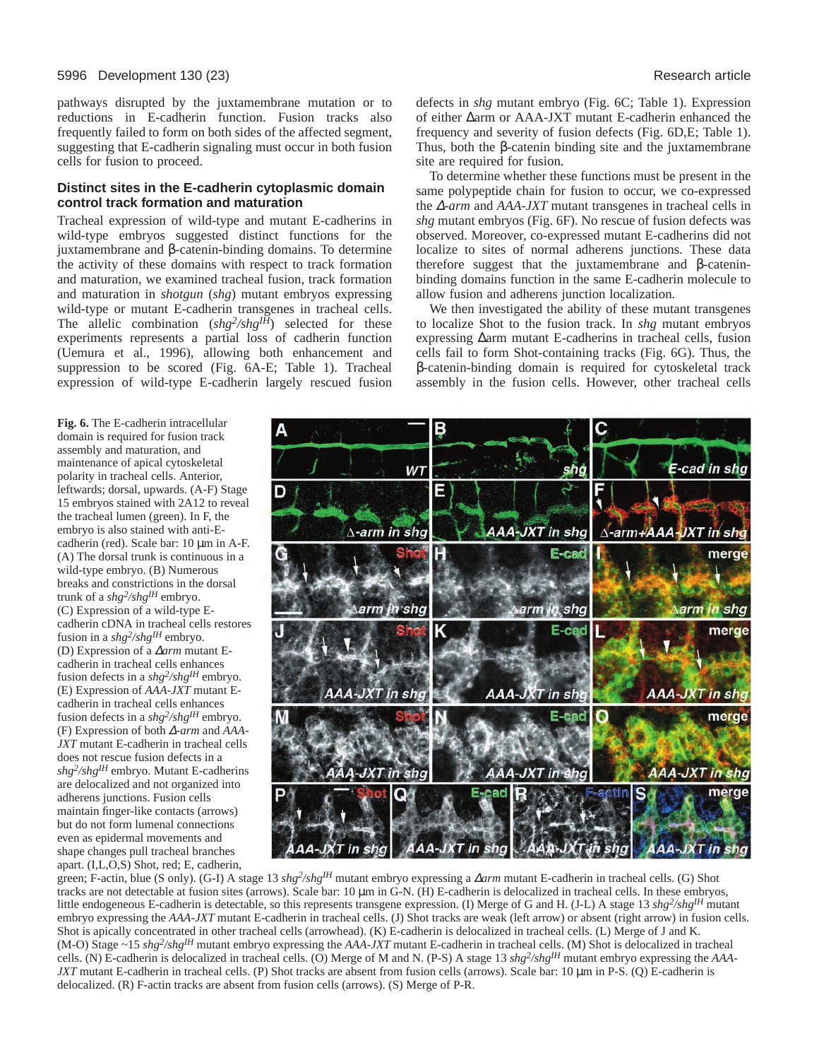pathways disrupted by the juxtamembrane mutation or to reductions in E-cadherin function. Fusion tracks also frequently failed to form on both sides of the affected segment, suggesting that E-cadherin signaling must occur in both fusion cells for fusion to proceed.

### Distinct sites in the E-cadherin cytoplasmic domain control track formation and maturation

Tracheal expression of wild-type and mutant E-cadherins in wild-type embryos suggested distinct functions for the juxtamembrane and β-catenin-binding domains. To determine the activity of these domains with respect to track formation and maturation, we examined tracheal fusion, track formation and maturation in *shotgun* (*shg*) mutant embryos expressing wild-type or mutant E-cadherin transgenes in tracheal cells. The allelic combination (*shg*$^{2}$/*shg*$^{IH}$) selected for these experiments represents a partial loss of cadherin function (Uemura et al., 1996), allowing both enhancement and suppression to be scored (Fig. 6A-E; Table 1). Tracheal expression of wild-type E-cadherin largely rescued fusion defects in *shg* mutant embryo (Fig. 6C; Table 1). Expression of either Δarm or AAA-JXT mutant E-cadherin enhanced the frequency and severity of fusion defects (Fig. 6D,E; Table 1). Thus, both the β-catenin binding site and the juxtamembrane site are required for fusion.

To determine whether these functions must be present in the same polypeptide chain for fusion to occur, we co-expressed the *Δ-arm* and *AAA-JXT* mutant transgenes in tracheal cells in *shg* mutant embryos (Fig. 6F). No rescue of fusion defects was observed. Moreover, co-expressed mutant E-cadherins did not localize to sites of normal adherens junctions. These data therefore suggest that the juxtamembrane and β-catenin-binding domains function in the same E-cadherin molecule to allow fusion and adherens junction localization.

We then investigated the ability of these mutant transgenes to localize Shot to the fusion track. In *shg* mutant embryos expressing Δarm mutant E-cadherins in tracheal cells, fusion cells fail to form Shot-containing tracks (Fig. 6G). Thus, the β-catenin-binding domain is required for cytoskeletal track assembly in the fusion cells. However, other tracheal cells

**Fig. 6.** The E-cadherin intracellular domain is required for fusion track assembly and maturation, and maintenance of apical cytoskeletal polarity in tracheal cells. Anterior, leftwards; dorsal, upwards. (A-F) Stage 15 embryos stained with 2A12 to reveal the tracheal lumen (green). In F, the embryo is also stained with anti-E-cadherin (red). Scale bar: 10 μm in A-F. (A) The dorsal trunk is continuous in a wild-type embryo. (B) Numerous breaks and constrictions in the dorsal trunk of a *shg*$^{2}$/*shg*$^{IH}$ embryo. (C) Expression of a wild-type E-cadherin cDNA in tracheal cells restores fusion in a *shg*$^{2}$/*shg*$^{IH}$ embryo. (D) Expression of a *Δarm* mutant E-cadherin in tracheal cells enhances fusion defects in a *shg*$^{2}$/*shg*$^{IH}$ embryo. (E) Expression of *AAA-JXT* mutant E-cadherin in tracheal cells enhances fusion defects in a *shg*$^{2}$/*shg*$^{IH}$ embryo. (F) Expression of both *Δ-arm* and *AAA-JXT* mutant E-cadherin in tracheal cells does not rescue fusion defects in a *shg*$^{2}$/*shg*$^{IH}$ embryo. Mutant E-cadherins are delocalized and not organized into adherens junctions. Fusion cells maintain finger-like contacts (arrows) but do not form lumenal connections even as epidermal movements and shape changes pull tracheal branches apart. (I,L,O,S) Shot, red; E, cadherin, green; F-actin, blue (S only). (G-I) A stage 13 *shg*$^{2}$/*shg*$^{IH}$ mutant embryo expressing a *Δarm* mutant E-cadherin in tracheal cells. (G) Shot tracks are not detectable at fusion sites (arrows). Scale bar: 10 μm in G-N. (H) E-cadherin is delocalized in tracheal cells. In these embryos, little endogeneous E-cadherin is detectable, so this represents transgene expression. (I) Merge of G and H. (J-L) A stage 13 *shg*$^{2}$/*shg*$^{IH}$ mutant embryo expressing the *AAA-JXT* mutant E-cadherin in tracheal cells. (J) Shot tracks are weak (left arrow) or absent (right arrow) in fusion cells. Shot is apically concentrated in other tracheal cells (arrowhead). (K) E-cadherin is delocalized in tracheal cells. (L) Merge of J and K. (M-O) Stage ~15 *shg*$^{2}$/*shg*$^{IH}$ mutant embryo expressing the *AAA-JXT* mutant E-cadherin in tracheal cells. (M) Shot is delocalized in tracheal cells. (N) E-cadherin is delocalized in tracheal cells. (O) Merge of M and N. (P-S) A stage 13 *shg*$^{2}$/*shg*$^{IH}$ mutant embryo expressing the *AAA-JXT* mutant E-cadherin in tracheal cells. (P) Shot tracks are absent from fusion cells (arrows). Scale bar: 10 μm in P-S. (Q) E-cadherin is delocalized. (R) F-actin tracks are absent from fusion cells (arrows). (S) Merge of P-R.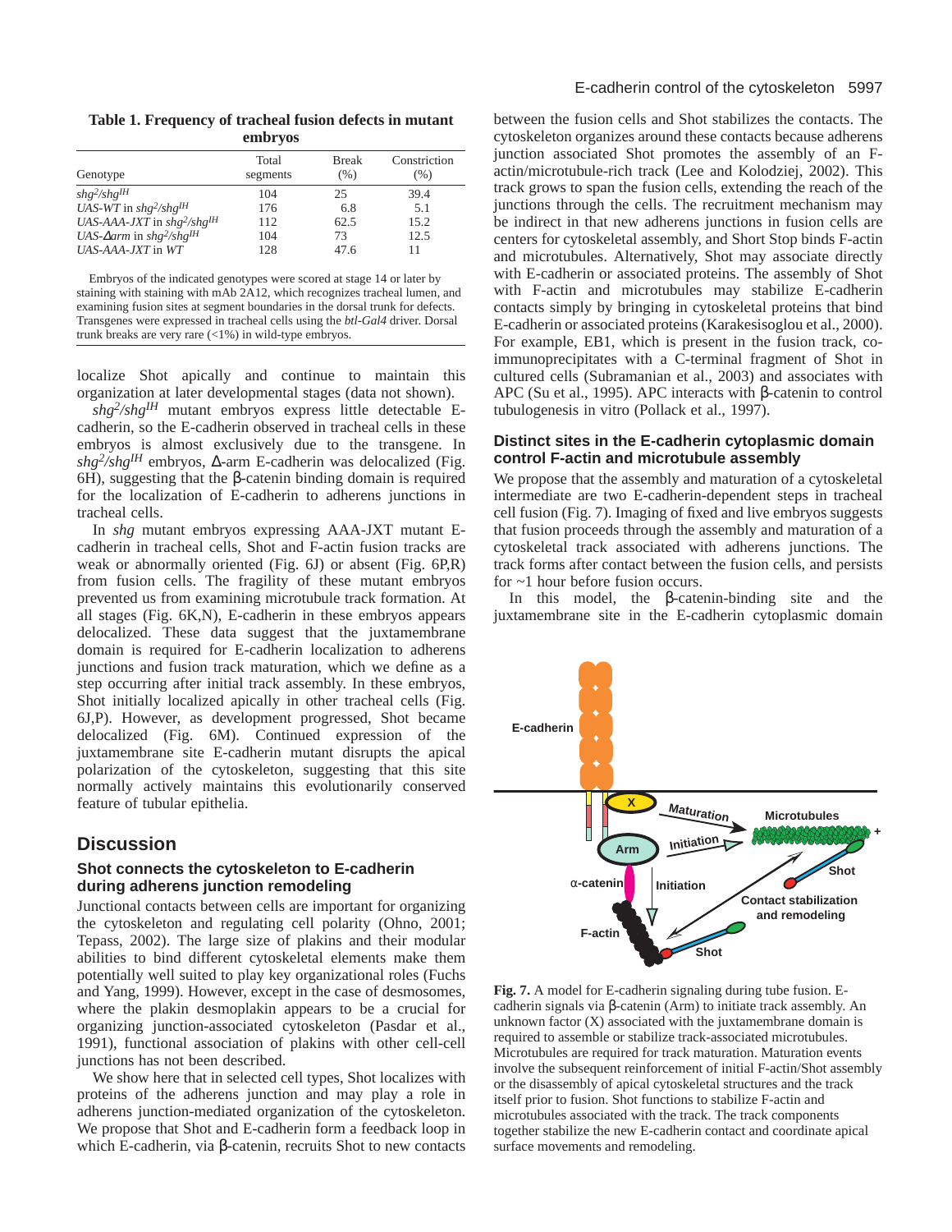**Table 1. Frequency of tracheal fusion defects in mutant embryos**

| Genotype | Total segments | Break (%) | Constriction (%) |
|---|---|---|---|
| $shg^2/shg^{IH}$ | 104 | 25 | 39.4 |
| *UAS-WT* in $shg^2/shg^{IH}$ | 176 | 6.8 | 5.1 |
| *UAS-AAA-JXT* in $shg^2/shg^{IH}$ | 112 | 62.5 | 15.2 |
| *UAS-Δarm* in $shg^2/shg^{IH}$ | 104 | 73 | 12.5 |
| *UAS-AAA-JXT* in *WT* | 128 | 47.6 | 11 |

Embryos of the indicated genotypes were scored at stage 14 or later by staining with staining with mAb 2A12, which recognizes tracheal lumen, and examining fusion sites at segment boundaries in the dorsal trunk for defects. Transgenes were expressed in tracheal cells using the *btl-Gal4* driver. Dorsal trunk breaks are very rare (<1%) in wild-type embryos.

localize Shot apically and continue to maintain this organization at later developmental stages (data not shown).

$shg^2/shg^{IH}$ mutant embryos express little detectable E-cadherin, so the E-cadherin observed in tracheal cells in these embryos is almost exclusively due to the transgene. In $shg^2/shg^{IH}$ embryos, Δ-arm E-cadherin was delocalized (Fig. 6H), suggesting that the β-catenin binding domain is required for the localization of E-cadherin to adherens junctions in tracheal cells.

In *shg* mutant embryos expressing AAA-JXT mutant E-cadherin in tracheal cells, Shot and F-actin fusion tracks are weak or abnormally oriented (Fig. 6J) or absent (Fig. 6P,R) from fusion cells. The fragility of these mutant embryos prevented us from examining microtubule track formation. At all stages (Fig. 6K,N), E-cadherin in these embryos appears delocalized. These data suggest that the juxtamembrane domain is required for E-cadherin localization to adherens junctions and fusion track maturation, which we define as a step occurring after initial track assembly. In these embryos, Shot initially localized apically in other tracheal cells (Fig. 6J,P). However, as development progressed, Shot became delocalized (Fig. 6M). Continued expression of the juxtamembrane site E-cadherin mutant disrupts the apical polarization of the cytoskeleton, suggesting that this site normally actively maintains this evolutionarily conserved feature of tubular epithelia.

## Discussion

### Shot connects the cytoskeleton to E-cadherin during adherens junction remodeling

Junctional contacts between cells are important for organizing the cytoskeleton and regulating cell polarity (Ohno, 2001; Tepass, 2002). The large size of plakins and their modular abilities to bind different cytoskeletal elements make them potentially well suited to play key organizational roles (Fuchs and Yang, 1999). However, except in the case of desmosomes, where the plakin desmoplakin appears to be a crucial for organizing junction-associated cytoskeleton (Pasdar et al., 1991), functional association of plakins with other cell-cell junctions has not been described.

We show here that in selected cell types, Shot localizes with proteins of the adherens junction and may play a role in adherens junction-mediated organization of the cytoskeleton. We propose that Shot and E-cadherin form a feedback loop in which E-cadherin, via β-catenin, recruits Shot to new contacts between the fusion cells and Shot stabilizes the contacts. The cytoskeleton organizes around these contacts because adherens junction associated Shot promotes the assembly of an F-actin/microtubule-rich track (Lee and Kolodziej, 2002). This track grows to span the fusion cells, extending the reach of the junctions through the cells. The recruitment mechanism may be indirect in that new adherens junctions in fusion cells are centers for cytoskeletal assembly, and Short Stop binds F-actin and microtubules. Alternatively, Shot may associate directly with E-cadherin or associated proteins. The assembly of Shot with F-actin and microtubules may stabilize E-cadherin contacts simply by bringing in cytoskeletal proteins that bind E-cadherin or associated proteins (Karakesisoglou et al., 2000). For example, EB1, which is present in the fusion track, co-immunoprecipitates with a C-terminal fragment of Shot in cultured cells (Subramanian et al., 2003) and associates with APC (Su et al., 1995). APC interacts with β-catenin to control tubulogenesis in vitro (Pollack et al., 1997).

### Distinct sites in the E-cadherin cytoplasmic domain control F-actin and microtubule assembly

We propose that the assembly and maturation of a cytoskeletal intermediate are two E-cadherin-dependent steps in tracheal cell fusion (Fig. 7). Imaging of fixed and live embryos suggests that fusion proceeds through the assembly and maturation of a cytoskeletal track associated with adherens junctions. The track forms after contact between the fusion cells, and persists for ~1 hour before fusion occurs.

In this model, the β-catenin-binding site and the juxtamembrane site in the E-cadherin cytoplasmic domain

**Fig. 7.** A model for E-cadherin signaling during tube fusion. E-cadherin signals via β-catenin (Arm) to initiate track assembly. An unknown factor (X) associated with the juxtamembrane domain is required to assemble or stabilize track-associated microtubules. Microtubules are required for track maturation. Maturation events involve the subsequent reinforcement of initial F-actin/Shot assembly or the disassembly of apical cytoskeletal structures and the track itself prior to fusion. Shot functions to stabilize F-actin and microtubules associated with the track. The track components together stabilize the new E-cadherin contact and coordinate apical surface movements and remodeling.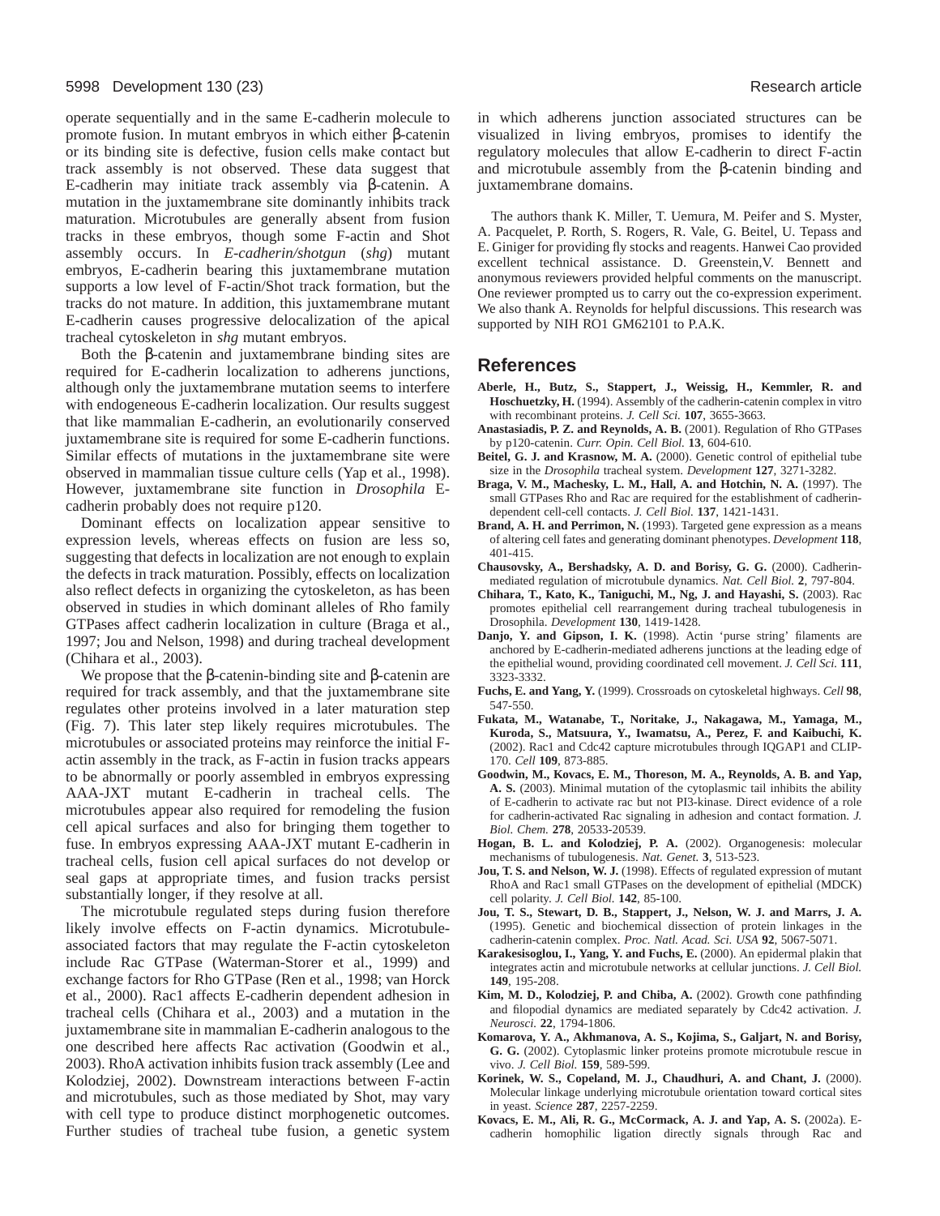operate sequentially and in the same E-cadherin molecule to promote fusion. In mutant embryos in which either β-catenin or its binding site is defective, fusion cells make contact but track assembly is not observed. These data suggest that E-cadherin may initiate track assembly via β-catenin. A mutation in the juxtamembrane site dominantly inhibits track maturation. Microtubules are generally absent from fusion tracks in these embryos, though some F-actin and Shot assembly occurs. In *E-cadherin/shotgun* (*shg*) mutant embryos, E-cadherin bearing this juxtamembrane mutation supports a low level of F-actin/Shot track formation, but the tracks do not mature. In addition, this juxtamembrane mutant E-cadherin causes progressive delocalization of the apical tracheal cytoskeleton in *shg* mutant embryos.

Both the β-catenin and juxtamembrane binding sites are required for E-cadherin localization to adherens junctions, although only the juxtamembrane mutation seems to interfere with endogeneous E-cadherin localization. Our results suggest that like mammalian E-cadherin, an evolutionarily conserved juxtamembrane site is required for some E-cadherin functions. Similar effects of mutations in the juxtamembrane site were observed in mammalian tissue culture cells (Yap et al., 1998). However, juxtamembrane site function in *Drosophila* E-cadherin probably does not require p120.

Dominant effects on localization appear sensitive to expression levels, whereas effects on fusion are less so, suggesting that defects in localization are not enough to explain the defects in track maturation. Possibly, effects on localization also reflect defects in organizing the cytoskeleton, as has been observed in studies in which dominant alleles of Rho family GTPases affect cadherin localization in culture (Braga et al., 1997; Jou and Nelson, 1998) and during tracheal development (Chihara et al., 2003).

We propose that the β-catenin-binding site and β-catenin are required for track assembly, and that the juxtamembrane site regulates other proteins involved in a later maturation step (Fig. 7). This later step likely requires microtubules. The microtubules or associated proteins may reinforce the initial F-actin assembly in the track, as F-actin in fusion tracks appears to be abnormally or poorly assembled in embryos expressing AAA-JXT mutant E-cadherin in tracheal cells. The microtubules appear also required for remodeling the fusion cell apical surfaces and also for bringing them together to fuse. In embryos expressing AAA-JXT mutant E-cadherin in tracheal cells, fusion cell apical surfaces do not develop or seal gaps at appropriate times, and fusion tracks persist substantially longer, if they resolve at all.

The microtubule regulated steps during fusion therefore likely involve effects on F-actin dynamics. Microtubule-associated factors that may regulate the F-actin cytoskeleton include Rac GTPase (Waterman-Storer et al., 1999) and exchange factors for Rho GTPase (Ren et al., 1998; van Horck et al., 2000). Rac1 affects E-cadherin dependent adhesion in tracheal cells (Chihara et al., 2003) and a mutation in the juxtamembrane site in mammalian E-cadherin analogous to the one described here affects Rac activation (Goodwin et al., 2003). RhoA activation inhibits fusion track assembly (Lee and Kolodziej, 2002). Downstream interactions between F-actin and microtubules, such as those mediated by Shot, may vary with cell type to produce distinct morphogenetic outcomes. Further studies of tracheal tube fusion, a genetic system in which adherens junction associated structures can be visualized in living embryos, promises to identify the regulatory molecules that allow E-cadherin to direct F-actin and microtubule assembly from the β-catenin binding and juxtamembrane domains.

The authors thank K. Miller, T. Uemura, M. Peifer and S. Myster, A. Pacquelet, P. Rorth, S. Rogers, R. Vale, G. Beitel, U. Tepass and E. Giniger for providing fly stocks and reagents. Hanwei Cao provided excellent technical assistance. D. Greenstein,V. Bennett and anonymous reviewers provided helpful comments on the manuscript. One reviewer prompted us to carry out the co-expression experiment. We also thank A. Reynolds for helpful discussions. This research was supported by NIH RO1 GM62101 to P.A.K.

## References

**Aberle, H., Butz, S., Stappert, J., Weissig, H., Kemmler, R. and Hoschuetzky, H.** (1994). Assembly of the cadherin-catenin complex in vitro with recombinant proteins. *J. Cell Sci.* **107**, 3655-3663.

**Anastasiadis, P. Z. and Reynolds, A. B.** (2001). Regulation of Rho GTPases by p120-catenin. *Curr. Opin. Cell Biol.* **13**, 604-610.

**Beitel, G. J. and Krasnow, M. A.** (2000). Genetic control of epithelial tube size in the *Drosophila* tracheal system. *Development* **127**, 3271-3282.

**Braga, V. M., Machesky, L. M., Hall, A. and Hotchin, N. A.** (1997). The small GTPases Rho and Rac are required for the establishment of cadherin-dependent cell-cell contacts. *J. Cell Biol.* **137**, 1421-1431.

**Brand, A. H. and Perrimon, N.** (1993). Targeted gene expression as a means of altering cell fates and generating dominant phenotypes. *Development* **118**, 401-415.

**Chausovsky, A., Bershadsky, A. D. and Borisy, G. G.** (2000). Cadherin-mediated regulation of microtubule dynamics. *Nat. Cell Biol.* **2**, 797-804.

**Chihara, T., Kato, K., Taniguchi, M., Ng, J. and Hayashi, S.** (2003). Rac promotes epithelial cell rearrangement during tracheal tubulogenesis in Drosophila. *Development* **130**, 1419-1428.

**Danjo, Y. and Gipson, I. K.** (1998). Actin 'purse string' filaments are anchored by E-cadherin-mediated adherens junctions at the leading edge of the epithelial wound, providing coordinated cell movement. *J. Cell Sci.* **111**, 3323-3332.

**Fuchs, E. and Yang, Y.** (1999). Crossroads on cytoskeletal highways. *Cell* **98**, 547-550.

**Fukata, M., Watanabe, T., Noritake, J., Nakagawa, M., Yamaga, M., Kuroda, S., Matsuura, Y., Iwamatsu, A., Perez, F. and Kaibuchi, K.** (2002). Rac1 and Cdc42 capture microtubules through IQGAP1 and CLIP-170. *Cell* **109**, 873-885.

**Goodwin, M., Kovacs, E. M., Thoreson, M. A., Reynolds, A. B. and Yap, A. S.** (2003). Minimal mutation of the cytoplasmic tail inhibits the ability of E-cadherin to activate rac but not PI3-kinase. Direct evidence of a role for cadherin-activated Rac signaling in adhesion and contact formation. *J. Biol. Chem.* **278**, 20533-20539.

**Hogan, B. L. and Kolodziej, P. A.** (2002). Organogenesis: molecular mechanisms of tubulogenesis. *Nat. Genet.* **3**, 513-523.

**Jou, T. S. and Nelson, W. J.** (1998). Effects of regulated expression of mutant RhoA and Rac1 small GTPases on the development of epithelial (MDCK) cell polarity. *J. Cell Biol.* **142**, 85-100.

**Jou, T. S., Stewart, D. B., Stappert, J., Nelson, W. J. and Marrs, J. A.** (1995). Genetic and biochemical dissection of protein linkages in the cadherin-catenin complex. *Proc. Natl. Acad. Sci. USA* **92**, 5067-5071.

**Karakesisoglou, I., Yang, Y. and Fuchs, E.** (2000). An epidermal plakin that integrates actin and microtubule networks at cellular junctions. *J. Cell Biol.* **149**, 195-208.

**Kim, M. D., Kolodziej, P. and Chiba, A.** (2002). Growth cone pathfinding and filopodial dynamics are mediated separately by Cdc42 activation. *J. Neurosci.* **22**, 1794-1806.

**Komarova, Y. A., Akhmanova, A. S., Kojima, S., Galjart, N. and Borisy, G. G.** (2002). Cytoplasmic linker proteins promote microtubule rescue in vivo. *J. Cell Biol.* **159**, 589-599.

**Korinek, W. S., Copeland, M. J., Chaudhuri, A. and Chant, J.** (2000). Molecular linkage underlying microtubule orientation toward cortical sites in yeast. *Science* **287**, 2257-2259.

**Kovacs, E. M., Ali, R. G., McCormack, A. J. and Yap, A. S.** (2002a). E-cadherin homophilic ligation directly signals through Rac and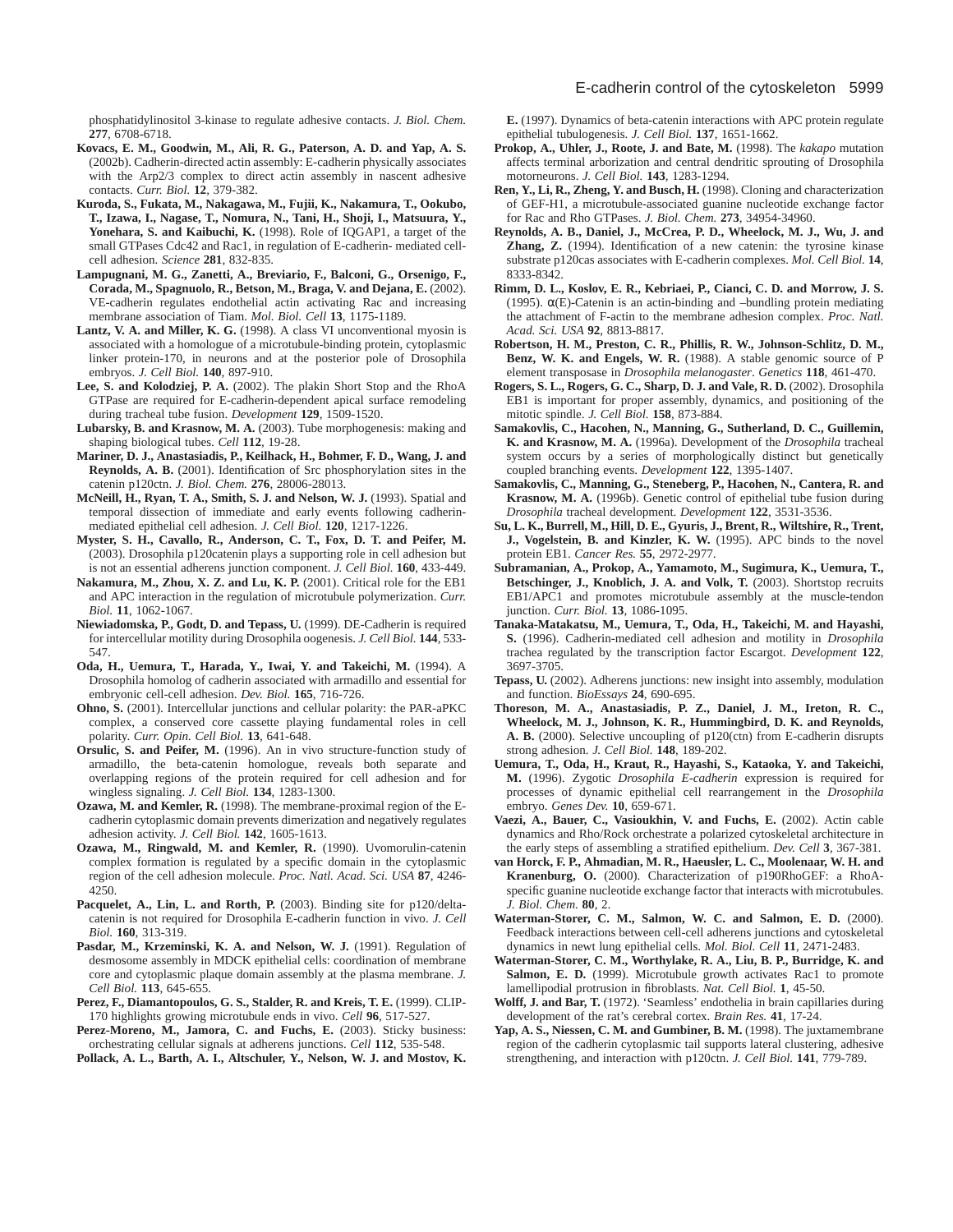phosphatidylinositol 3-kinase to regulate adhesive contacts. *J. Biol. Chem.* **277**, 6708-6718.

**Kovacs, E. M., Goodwin, M., Ali, R. G., Paterson, A. D. and Yap, A. S.** (2002b). Cadherin-directed actin assembly: E-cadherin physically associates with the Arp2/3 complex to direct actin assembly in nascent adhesive contacts. *Curr. Biol.* **12**, 379-382.

**Kuroda, S., Fukata, M., Nakagawa, M., Fujii, K., Nakamura, T., Ookubo, T., Izawa, I., Nagase, T., Nomura, N., Tani, H., Shoji, I., Matsuura, Y., Yonehara, S. and Kaibuchi, K.** (1998). Role of IQGAP1, a target of the small GTPases Cdc42 and Rac1, in regulation of E-cadherin- mediated cell-cell adhesion. *Science* **281**, 832-835.

**Lampugnani, M. G., Zanetti, A., Breviario, F., Balconi, G., Orsenigo, F., Corada, M., Spagnuolo, R., Betson, M., Braga, V. and Dejana, E.** (2002). VE-cadherin regulates endothelial actin activating Rac and increasing membrane association of Tiam. *Mol. Biol. Cell* **13**, 1175-1189.

**Lantz, V. A. and Miller, K. G.** (1998). A class VI unconventional myosin is associated with a homologue of a microtubule-binding protein, cytoplasmic linker protein-170, in neurons and at the posterior pole of Drosophila embryos. *J. Cell Biol.* **140**, 897-910.

**Lee, S. and Kolodziej, P. A.** (2002). The plakin Short Stop and the RhoA GTPase are required for E-cadherin-dependent apical surface remodeling during tracheal tube fusion. *Development* **129**, 1509-1520.

**Lubarsky, B. and Krasnow, M. A.** (2003). Tube morphogenesis: making and shaping biological tubes. *Cell* **112**, 19-28.

**Mariner, D. J., Anastasiadis, P., Keilhack, H., Bohmer, F. D., Wang, J. and Reynolds, A. B.** (2001). Identification of Src phosphorylation sites in the catenin p120ctn. *J. Biol. Chem.* **276**, 28006-28013.

**McNeill, H., Ryan, T. A., Smith, S. J. and Nelson, W. J.** (1993). Spatial and temporal dissection of immediate and early events following cadherin-mediated epithelial cell adhesion. *J. Cell Biol.* **120**, 1217-1226.

**Myster, S. H., Cavallo, R., Anderson, C. T., Fox, D. T. and Peifer, M.** (2003). Drosophila p120catenin plays a supporting role in cell adhesion but is not an essential adherens junction component. *J. Cell Biol.* **160**, 433-449.

**Nakamura, M., Zhou, X. Z. and Lu, K. P.** (2001). Critical role for the EB1 and APC interaction in the regulation of microtubule polymerization. *Curr. Biol.* **11**, 1062-1067.

**Niewiadomska, P., Godt, D. and Tepass, U.** (1999). DE-Cadherin is required for intercellular motility during Drosophila oogenesis. *J. Cell Biol.* **144**, 533-547.

**Oda, H., Uemura, T., Harada, Y., Iwai, Y. and Takeichi, M.** (1994). A Drosophila homolog of cadherin associated with armadillo and essential for embryonic cell-cell adhesion. *Dev. Biol.* **165**, 716-726.

**Ohno, S.** (2001). Intercellular junctions and cellular polarity: the PAR-aPKC complex, a conserved core cassette playing fundamental roles in cell polarity. *Curr. Opin. Cell Biol.* **13**, 641-648.

**Orsulic, S. and Peifer, M.** (1996). An in vivo structure-function study of armadillo, the beta-catenin homologue, reveals both separate and overlapping regions of the protein required for cell adhesion and for wingless signaling. *J. Cell Biol.* **134**, 1283-1300.

**Ozawa, M. and Kemler, R.** (1998). The membrane-proximal region of the E-cadherin cytoplasmic domain prevents dimerization and negatively regulates adhesion activity. *J. Cell Biol.* **142**, 1605-1613.

**Ozawa, M., Ringwald, M. and Kemler, R.** (1990). Uvomorulin-catenin complex formation is regulated by a specific domain in the cytoplasmic region of the cell adhesion molecule. *Proc. Natl. Acad. Sci. USA* **87**, 4246-4250.

**Pacquelet, A., Lin, L. and Rorth, P.** (2003). Binding site for p120/delta-catenin is not required for Drosophila E-cadherin function in vivo. *J. Cell Biol.* **160**, 313-319.

**Pasdar, M., Krzeminski, K. A. and Nelson, W. J.** (1991). Regulation of desmosome assembly in MDCK epithelial cells: coordination of membrane core and cytoplasmic plaque domain assembly at the plasma membrane. *J. Cell Biol.* **113**, 645-655.

**Perez, F., Diamantopoulos, G. S., Stalder, R. and Kreis, T. E.** (1999). CLIP-170 highlights growing microtubule ends in vivo. *Cell* **96**, 517-527.

**Perez-Moreno, M., Jamora, C. and Fuchs, E.** (2003). Sticky business: orchestrating cellular signals at adherens junctions. *Cell* **112**, 535-548.

**Pollack, A. L., Barth, A. I., Altschuler, Y., Nelson, W. J. and Mostov, K. E.** (1997). Dynamics of beta-catenin interactions with APC protein regulate epithelial tubulogenesis. *J. Cell Biol.* **137**, 1651-1662.

**Prokop, A., Uhler, J., Roote, J. and Bate, M.** (1998). The *kakapo* mutation affects terminal arborization and central dendritic sprouting of Drosophila motorneurons. *J. Cell Biol.* **143**, 1283-1294.

**Ren, Y., Li, R., Zheng, Y. and Busch, H.** (1998). Cloning and characterization of GEF-H1, a microtubule-associated guanine nucleotide exchange factor for Rac and Rho GTPases. *J. Biol. Chem.* **273**, 34954-34960.

**Reynolds, A. B., Daniel, J., McCrea, P. D., Wheelock, M. J., Wu, J. and Zhang, Z.** (1994). Identification of a new catenin: the tyrosine kinase substrate p120cas associates with E-cadherin complexes. *Mol. Cell Biol.* **14**, 8333-8342.

**Rimm, D. L., Koslov, E. R., Kebriaei, P., Cianci, C. D. and Morrow, J. S.** (1995). α(E)-Catenin is an actin-binding and –bundling protein mediating the attachment of F-actin to the membrane adhesion complex. *Proc. Natl. Acad. Sci. USA* **92**, 8813-8817.

**Robertson, H. M., Preston, C. R., Phillis, R. W., Johnson-Schlitz, D. M., Benz, W. K. and Engels, W. R.** (1988). A stable genomic source of P element transposase in *Drosophila melanogaster*. *Genetics* **118**, 461-470.

**Rogers, S. L., Rogers, G. C., Sharp, D. J. and Vale, R. D.** (2002). Drosophila EB1 is important for proper assembly, dynamics, and positioning of the mitotic spindle. *J. Cell Biol.* **158**, 873-884.

**Samakovlis, C., Hacohen, N., Manning, G., Sutherland, D. C., Guillemin, K. and Krasnow, M. A.** (1996a). Development of the *Drosophila* tracheal system occurs by a series of morphologically distinct but genetically coupled branching events. *Development* **122**, 1395-1407.

**Samakovlis, C., Manning, G., Steneberg, P., Hacohen, N., Cantera, R. and Krasnow, M. A.** (1996b). Genetic control of epithelial tube fusion during *Drosophila* tracheal development. *Development* **122**, 3531-3536.

**Su, L. K., Burrell, M., Hill, D. E., Gyuris, J., Brent, R., Wiltshire, R., Trent, J., Vogelstein, B. and Kinzler, K. W.** (1995). APC binds to the novel protein EB1. *Cancer Res.* **55**, 2972-2977.

**Subramanian, A., Prokop, A., Yamamoto, M., Sugimura, K., Uemura, T., Betschinger, J., Knoblich, J. A. and Volk, T.** (2003). Shortstop recruits EB1/APC1 and promotes microtubule assembly at the muscle-tendon junction. *Curr. Biol.* **13**, 1086-1095.

**Tanaka-Matakatsu, M., Uemura, T., Oda, H., Takeichi, M. and Hayashi, S.** (1996). Cadherin-mediated cell adhesion and motility in *Drosophila* trachea regulated by the transcription factor Escargot. *Development* **122**, 3697-3705.

**Tepass, U.** (2002). Adherens junctions: new insight into assembly, modulation and function. *BioEssays* **24**, 690-695.

**Thoreson, M. A., Anastasiadis, P. Z., Daniel, J. M., Ireton, R. C., Wheelock, M. J., Johnson, K. R., Hummingbird, D. K. and Reynolds, A. B.** (2000). Selective uncoupling of p120(ctn) from E-cadherin disrupts strong adhesion. *J. Cell Biol.* **148**, 189-202.

**Uemura, T., Oda, H., Kraut, R., Hayashi, S., Kataoka, Y. and Takeichi, M.** (1996). Zygotic *Drosophila E-cadherin* expression is required for processes of dynamic epithelial cell rearrangement in the *Drosophila* embryo. *Genes Dev.* **10**, 659-671.

**Vaezi, A., Bauer, C., Vasioukhin, V. and Fuchs, E.** (2002). Actin cable dynamics and Rho/Rock orchestrate a polarized cytoskeletal architecture in the early steps of assembling a stratified epithelium. *Dev. Cell* **3**, 367-381.

**van Horck, F. P., Ahmadian, M. R., Haeusler, L. C., Moolenaar, W. H. and Kranenburg, O.** (2000). Characterization of p190RhoGEF: a RhoA-specific guanine nucleotide exchange factor that interacts with microtubules. *J. Biol. Chem.* **80**, 2.

**Waterman-Storer, C. M., Salmon, W. C. and Salmon, E. D.** (2000). Feedback interactions between cell-cell adherens junctions and cytoskeletal dynamics in newt lung epithelial cells. *Mol. Biol. Cell* **11**, 2471-2483.

**Waterman-Storer, C. M., Worthylake, R. A., Liu, B. P., Burridge, K. and Salmon, E. D.** (1999). Microtubule growth activates Rac1 to promote lamellipodial protrusion in fibroblasts. *Nat. Cell Biol.* **1**, 45-50.

**Wolff, J. and Bar, T.** (1972). 'Seamless' endothelia in brain capillaries during development of the rat's cerebral cortex. *Brain Res.* **41**, 17-24.

**Yap, A. S., Niessen, C. M. and Gumbiner, B. M.** (1998). The juxtamembrane region of the cadherin cytoplasmic tail supports lateral clustering, adhesive strengthening, and interaction with p120ctn. *J. Cell Biol.* **141**, 779-789.